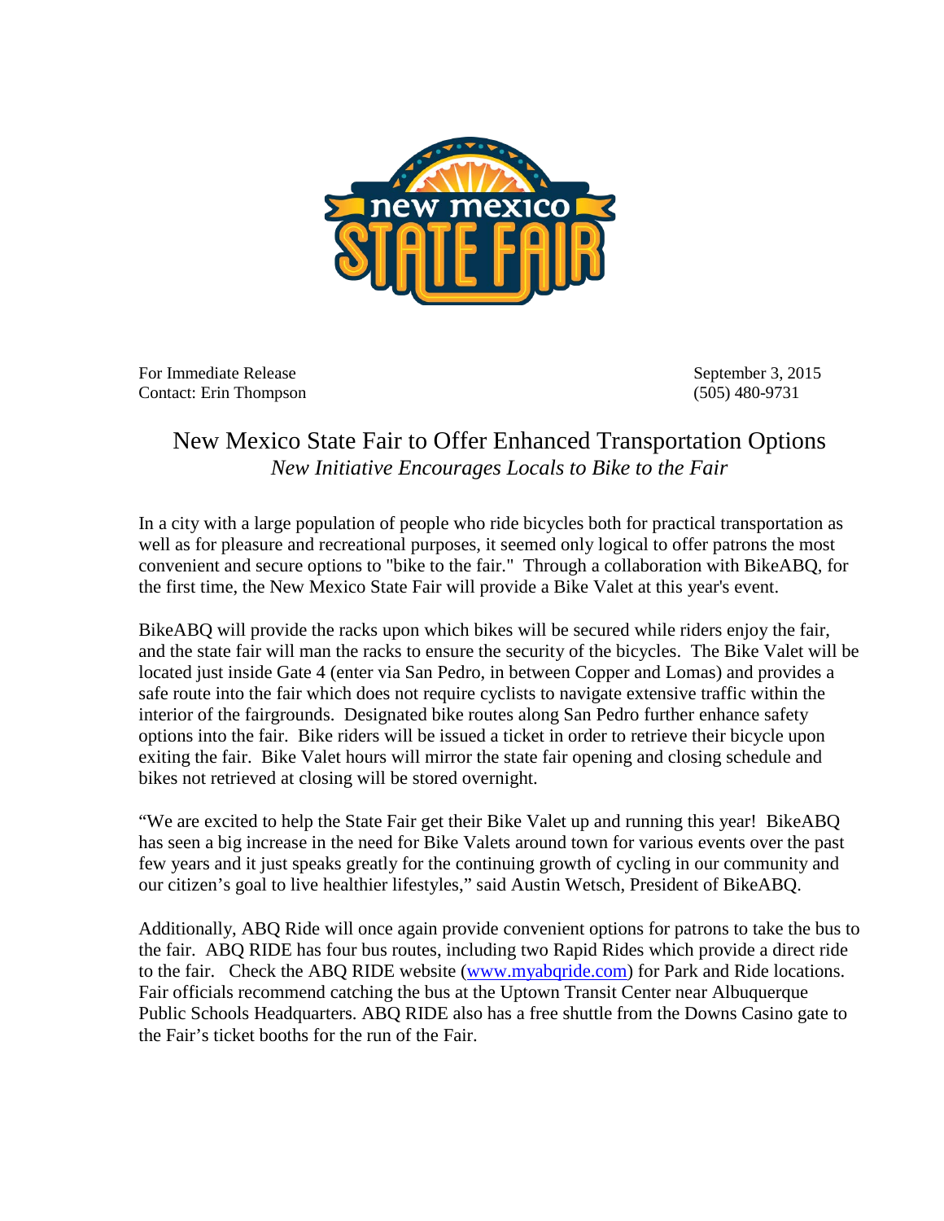For Immediate Release
Contact: Erin Thompson

September 3, 2015
(505) 480-9731

# New Mexico State Fair to Offer Enhanced Transportation Options

*New Initiative Encourages Locals to Bike to the Fair*

In a city with a large population of people who ride bicycles both for practical transportation as well as for pleasure and recreational purposes, it seemed only logical to offer patrons the most convenient and secure options to "bike to the fair." Through a collaboration with BikeABQ, for the first time, the New Mexico State Fair will provide a Bike Valet at this year's event.

BikeABQ will provide the racks upon which bikes will be secured while riders enjoy the fair, and the state fair will man the racks to ensure the security of the bicycles. The Bike Valet will be located just inside Gate 4 (enter via San Pedro, in between Copper and Lomas) and provides a safe route into the fair which does not require cyclists to navigate extensive traffic within the interior of the fairgrounds. Designated bike routes along San Pedro further enhance safety options into the fair. Bike riders will be issued a ticket in order to retrieve their bicycle upon exiting the fair. Bike Valet hours will mirror the state fair opening and closing schedule and bikes not retrieved at closing will be stored overnight.

"We are excited to help the State Fair get their Bike Valet up and running this year! BikeABQ has seen a big increase in the need for Bike Valets around town for various events over the past few years and it just speaks greatly for the continuing growth of cycling in our community and our citizen's goal to live healthier lifestyles," said Austin Wetsch, President of BikeABQ.

Additionally, ABQ Ride will once again provide convenient options for patrons to take the bus to the fair. ABQ RIDE has four bus routes, including two Rapid Rides which provide a direct ride to the fair. Check the ABQ RIDE website (www.myabqride.com) for Park and Ride locations. Fair officials recommend catching the bus at the Uptown Transit Center near Albuquerque Public Schools Headquarters. ABQ RIDE also has a free shuttle from the Downs Casino gate to the Fair's ticket booths for the run of the Fair.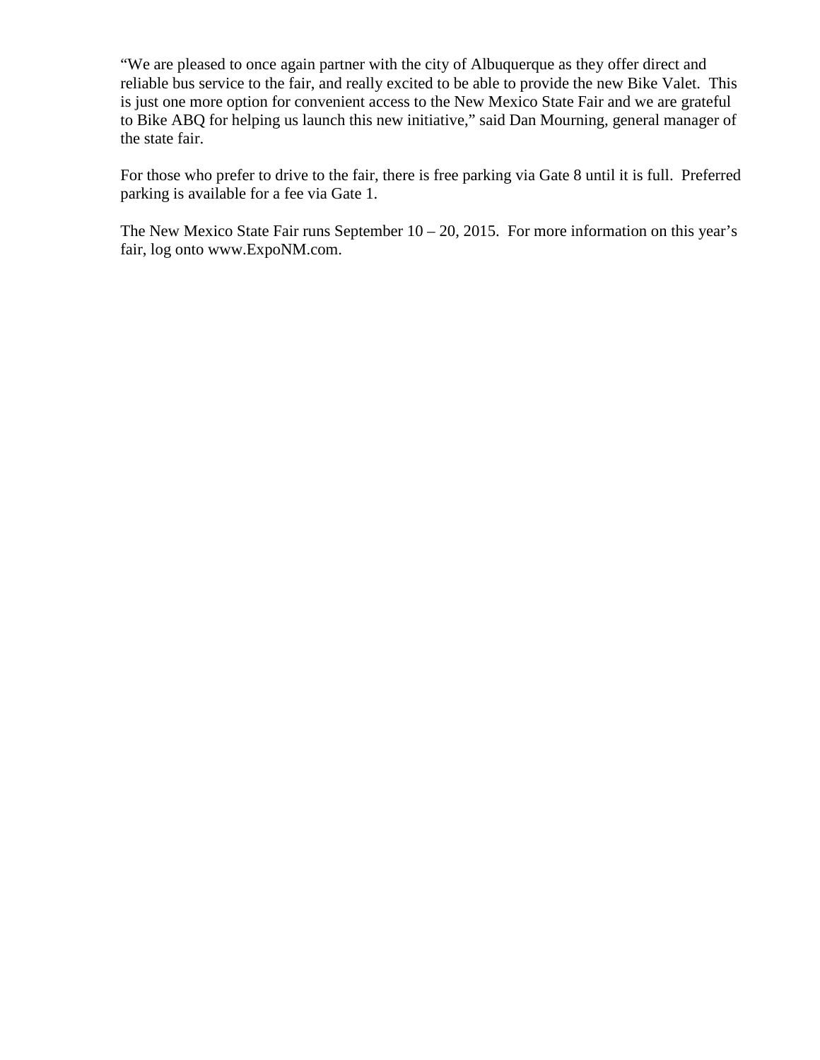"We are pleased to once again partner with the city of Albuquerque as they offer direct and reliable bus service to the fair, and really excited to be able to provide the new Bike Valet. This is just one more option for convenient access to the New Mexico State Fair and we are grateful to Bike ABQ for helping us launch this new initiative," said Dan Mourning, general manager of the state fair.

For those who prefer to drive to the fair, there is free parking via Gate 8 until it is full. Preferred parking is available for a fee via Gate 1.

The New Mexico State Fair runs September 10 – 20, 2015. For more information on this year's fair, log onto www.ExpoNM.com.